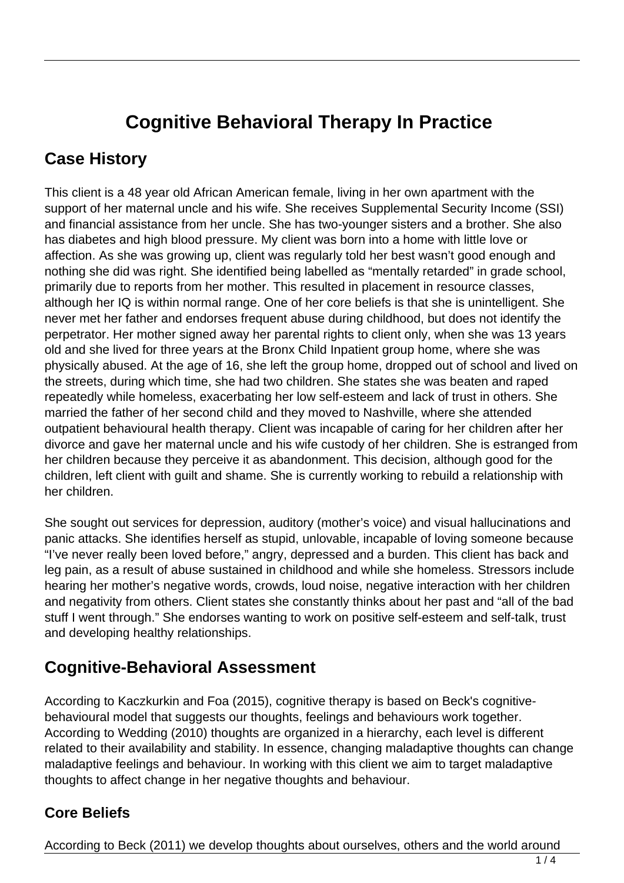# Cognitive Behavioral Therapy In Practice

## Case History

This client is a 48 year old African American female, living in her own apartment with the support of her maternal uncle and his wife. She receives Supplemental Security Income (SSI) and financial assistance from her uncle. She has two-younger sisters and a brother. She also has diabetes and high blood pressure. My client was born into a home with little love or affection. As she was growing up, client was regularly told her best wasn't good enough and nothing she did was right. She identified being labelled as "mentally retarded" in grade school, primarily due to reports from her mother. This resulted in placement in resource classes, although her IQ is within normal range. One of her core beliefs is that she is unintelligent. She never met her father and endorses frequent abuse during childhood, but does not identify the perpetrator. Her mother signed away her parental rights to client only, when she was 13 years old and she lived for three years at the Bronx Child Inpatient group home, where she was physically abused. At the age of 16, she left the group home, dropped out of school and lived on the streets, during which time, she had two children. She states she was beaten and raped repeatedly while homeless, exacerbating her low self-esteem and lack of trust in others. She married the father of her second child and they moved to Nashville, where she attended outpatient behavioural health therapy. Client was incapable of caring for her children after her divorce and gave her maternal uncle and his wife custody of her children. She is estranged from her children because they perceive it as abandonment. This decision, although good for the children, left client with guilt and shame. She is currently working to rebuild a relationship with her children.

She sought out services for depression, auditory (mother's voice) and visual hallucinations and panic attacks. She identifies herself as stupid, unlovable, incapable of loving someone because "I've never really been loved before," angry, depressed and a burden. This client has back and leg pain, as a result of abuse sustained in childhood and while she homeless. Stressors include hearing her mother's negative words, crowds, loud noise, negative interaction with her children and negativity from others. Client states she constantly thinks about her past and "all of the bad stuff I went through." She endorses wanting to work on positive self-esteem and self-talk, trust and developing healthy relationships.

## Cognitive-Behavioral Assessment

According to Kaczkurkin and Foa (2015), cognitive therapy is based on Beck's cognitive-behavioural model that suggests our thoughts, feelings and behaviours work together. According to Wedding (2010) thoughts are organized in a hierarchy, each level is different related to their availability and stability. In essence, changing maladaptive thoughts can change maladaptive feelings and behaviour. In working with this client we aim to target maladaptive thoughts to affect change in her negative thoughts and behaviour.

### Core Beliefs

According to Beck (2011) we develop thoughts about ourselves, others and the world around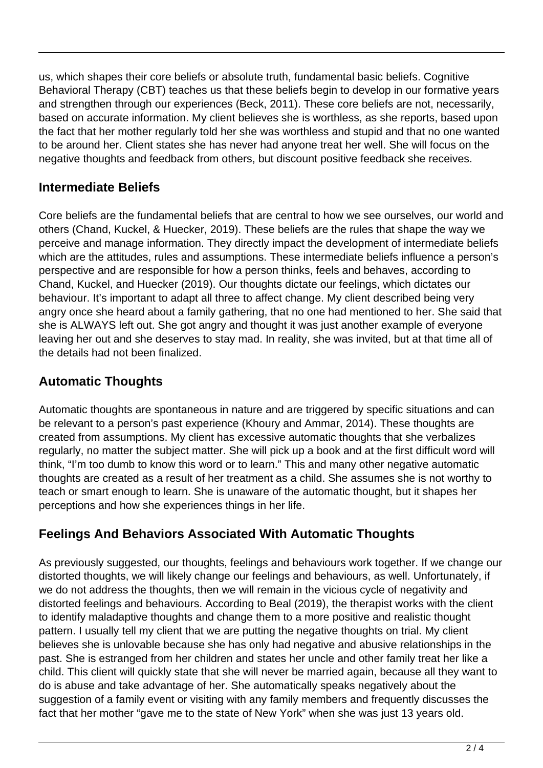us, which shapes their core beliefs or absolute truth, fundamental basic beliefs. Cognitive Behavioral Therapy (CBT) teaches us that these beliefs begin to develop in our formative years and strengthen through our experiences (Beck, 2011). These core beliefs are not, necessarily, based on accurate information. My client believes she is worthless, as she reports, based upon the fact that her mother regularly told her she was worthless and stupid and that no one wanted to be around her. Client states she has never had anyone treat her well. She will focus on the negative thoughts and feedback from others, but discount positive feedback she receives.

## Intermediate Beliefs

Core beliefs are the fundamental beliefs that are central to how we see ourselves, our world and others (Chand, Kuckel, & Huecker, 2019). These beliefs are the rules that shape the way we perceive and manage information. They directly impact the development of intermediate beliefs which are the attitudes, rules and assumptions. These intermediate beliefs influence a person's perspective and are responsible for how a person thinks, feels and behaves, according to Chand, Kuckel, and Huecker (2019). Our thoughts dictate our feelings, which dictates our behaviour. It's important to adapt all three to affect change. My client described being very angry once she heard about a family gathering, that no one had mentioned to her. She said that she is ALWAYS left out. She got angry and thought it was just another example of everyone leaving her out and she deserves to stay mad. In reality, she was invited, but at that time all of the details had not been finalized.

## Automatic Thoughts

Automatic thoughts are spontaneous in nature and are triggered by specific situations and can be relevant to a person's past experience (Khoury and Ammar, 2014). These thoughts are created from assumptions. My client has excessive automatic thoughts that she verbalizes regularly, no matter the subject matter. She will pick up a book and at the first difficult word will think, "I'm too dumb to know this word or to learn." This and many other negative automatic thoughts are created as a result of her treatment as a child. She assumes she is not worthy to teach or smart enough to learn. She is unaware of the automatic thought, but it shapes her perceptions and how she experiences things in her life.

## Feelings And Behaviors Associated With Automatic Thoughts

As previously suggested, our thoughts, feelings and behaviours work together. If we change our distorted thoughts, we will likely change our feelings and behaviours, as well. Unfortunately, if we do not address the thoughts, then we will remain in the vicious cycle of negativity and distorted feelings and behaviours. According to Beal (2019), the therapist works with the client to identify maladaptive thoughts and change them to a more positive and realistic thought pattern. I usually tell my client that we are putting the negative thoughts on trial. My client believes she is unlovable because she has only had negative and abusive relationships in the past. She is estranged from her children and states her uncle and other family treat her like a child. This client will quickly state that she will never be married again, because all they want to do is abuse and take advantage of her. She automatically speaks negatively about the suggestion of a family event or visiting with any family members and frequently discusses the fact that her mother "gave me to the state of New York" when she was just 13 years old.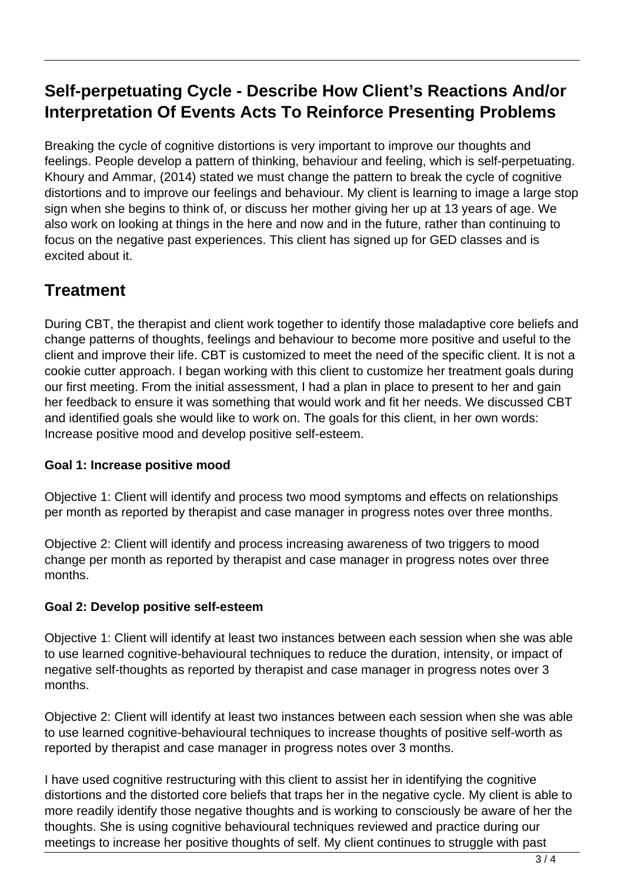## Self-perpetuating Cycle - Describe How Client's Reactions And/or Interpretation Of Events Acts To Reinforce Presenting Problems

Breaking the cycle of cognitive distortions is very important to improve our thoughts and feelings. People develop a pattern of thinking, behaviour and feeling, which is self-perpetuating. Khoury and Ammar, (2014) stated we must change the pattern to break the cycle of cognitive distortions and to improve our feelings and behaviour. My client is learning to image a large stop sign when she begins to think of, or discuss her mother giving her up at 13 years of age. We also work on looking at things in the here and now and in the future, rather than continuing to focus on the negative past experiences. This client has signed up for GED classes and is excited about it.

## Treatment

During CBT, the therapist and client work together to identify those maladaptive core beliefs and change patterns of thoughts, feelings and behaviour to become more positive and useful to the client and improve their life. CBT is customized to meet the need of the specific client. It is not a cookie cutter approach. I began working with this client to customize her treatment goals during our first meeting. From the initial assessment, I had a plan in place to present to her and gain her feedback to ensure it was something that would work and fit her needs. We discussed CBT and identified goals she would like to work on. The goals for this client, in her own words: Increase positive mood and develop positive self-esteem.

#### Goal 1: Increase positive mood

Objective 1: Client will identify and process two mood symptoms and effects on relationships per month as reported by therapist and case manager in progress notes over three months.

Objective 2: Client will identify and process increasing awareness of two triggers to mood change per month as reported by therapist and case manager in progress notes over three months.

#### Goal 2: Develop positive self-esteem

Objective 1: Client will identify at least two instances between each session when she was able to use learned cognitive-behavioural techniques to reduce the duration, intensity, or impact of negative self-thoughts as reported by therapist and case manager in progress notes over 3 months.

Objective 2: Client will identify at least two instances between each session when she was able to use learned cognitive-behavioural techniques to increase thoughts of positive self-worth as reported by therapist and case manager in progress notes over 3 months.

I have used cognitive restructuring with this client to assist her in identifying the cognitive distortions and the distorted core beliefs that traps her in the negative cycle. My client is able to more readily identify those negative thoughts and is working to consciously be aware of her the thoughts. She is using cognitive behavioural techniques reviewed and practice during our meetings to increase her positive thoughts of self. My client continues to struggle with past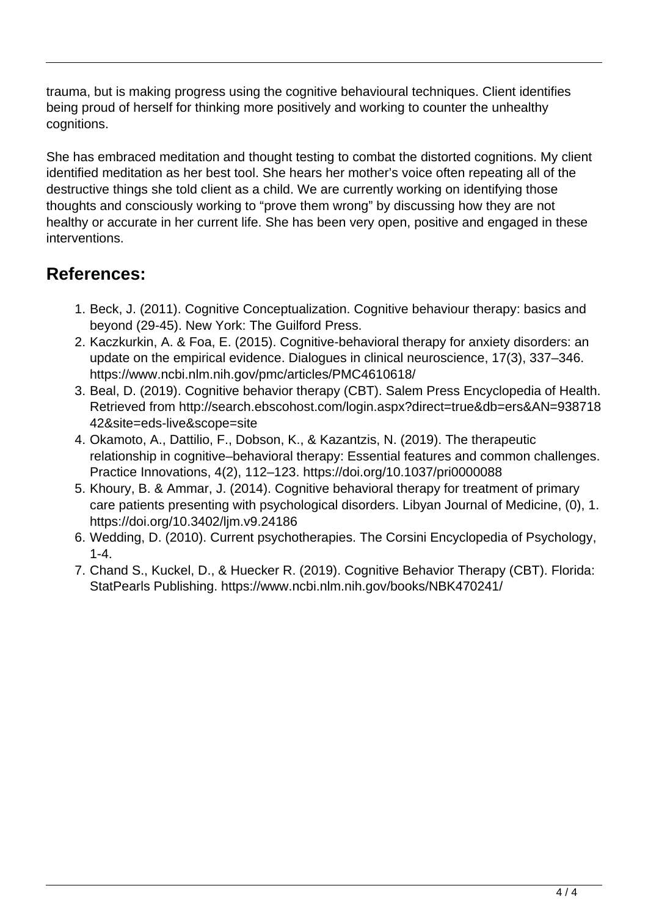trauma, but is making progress using the cognitive behavioural techniques. Client identifies being proud of herself for thinking more positively and working to counter the unhealthy cognitions.

She has embraced meditation and thought testing to combat the distorted cognitions. My client identified meditation as her best tool. She hears her mother's voice often repeating all of the destructive things she told client as a child. We are currently working on identifying those thoughts and consciously working to "prove them wrong" by discussing how they are not healthy or accurate in her current life. She has been very open, positive and engaged in these interventions.

## References:

1. Beck, J. (2011). Cognitive Conceptualization. Cognitive behaviour therapy: basics and beyond (29-45). New York: The Guilford Press.
2. Kaczkurkin, A. & Foa, E. (2015). Cognitive-behavioral therapy for anxiety disorders: an update on the empirical evidence. Dialogues in clinical neuroscience, 17(3), 337–346. https://www.ncbi.nlm.nih.gov/pmc/articles/PMC4610618/
3. Beal, D. (2019). Cognitive behavior therapy (CBT). Salem Press Encyclopedia of Health. Retrieved from http://search.ebscohost.com/login.aspx?direct=true&db=ers&AN=93871842&site=eds-live&scope=site
4. Okamoto, A., Dattilio, F., Dobson, K., & Kazantzis, N. (2019). The therapeutic relationship in cognitive–behavioral therapy: Essential features and common challenges. Practice Innovations, 4(2), 112–123. https://doi.org/10.1037/pri0000088
5. Khoury, B. & Ammar, J. (2014). Cognitive behavioral therapy for treatment of primary care patients presenting with psychological disorders. Libyan Journal of Medicine, (0), 1. https://doi.org/10.3402/ljm.v9.24186
6. Wedding, D. (2010). Current psychotherapies. The Corsini Encyclopedia of Psychology, 1-4.
7. Chand S., Kuckel, D., & Huecker R. (2019). Cognitive Behavior Therapy (CBT). Florida: StatPearls Publishing. https://www.ncbi.nlm.nih.gov/books/NBK470241/